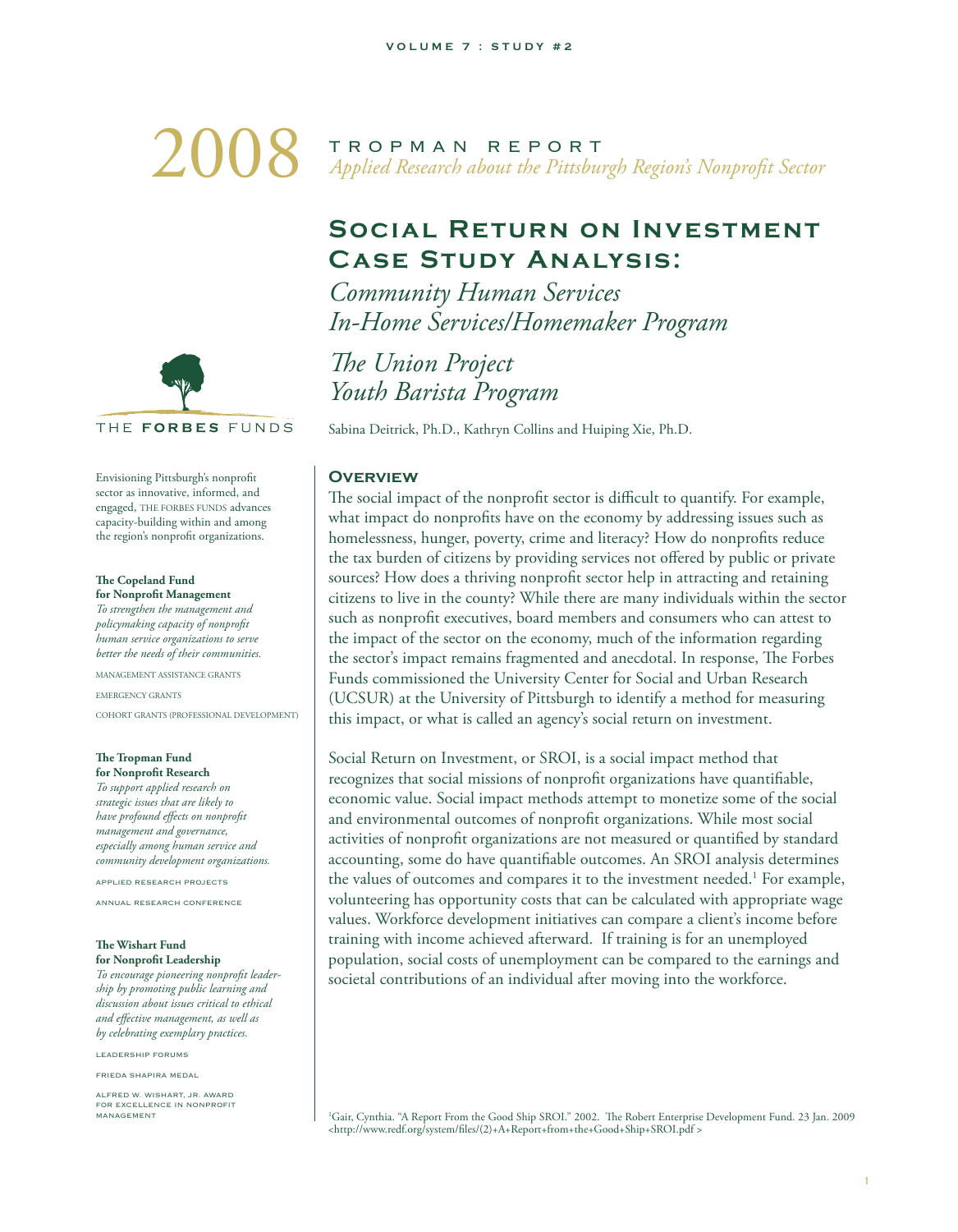VOLUME 7 : STUDY #2

# 2008 TROPMAN REPORT

*Applied Research about the Pittsburgh Region's Nonprofit Sector*

THE **FORBES** FUNDS

Envisioning Pittsburgh's nonprofit sector as innovative, informed, and engaged, THE FORBES FUNDS advances capacity-building within and among the region's nonprofit organizations.

**The Copeland Fund for Nonprofit Management**
*To strengthen the management and policymaking capacity of nonprofit human service organizations to serve better the needs of their communities.*

MANAGEMENT ASSISTANCE GRANTS

EMERGENCY GRANTS

COHORT GRANTS (PROFESSIONAL DEVELOPMENT)

**The Tropman Fund for Nonprofit Research**
*To support applied research on strategic issues that are likely to have profound effects on nonprofit management and governance, especially among human service and community development organizations.*

APPLIED RESEARCH PROJECTS

ANNUAL RESEARCH CONFERENCE

**The Wishart Fund for Nonprofit Leadership**
*To encourage pioneering nonprofit leadership by promoting public learning and discussion about issues critical to ethical and effective management, as well as by celebrating exemplary practices.*

LEADERSHIP FORUMS

FRIEDA SHAPIRA MEDAL

ALFRED W. WISHART, JR. AWARD FOR EXCELLENCE IN NONPROFIT MANAGEMENT

## Social Return on Investment Case Study Analysis:

*Community Human Services In-Home Services/Homemaker Program*

*The Union Project Youth Barista Program*

Sabina Deitrick, Ph.D., Kathryn Collins and Huiping Xie, Ph.D.

### Overview

The social impact of the nonprofit sector is difficult to quantify. For example, what impact do nonprofits have on the economy by addressing issues such as homelessness, hunger, poverty, crime and literacy? How do nonprofits reduce the tax burden of citizens by providing services not offered by public or private sources? How does a thriving nonprofit sector help in attracting and retaining citizens to live in the county? While there are many individuals within the sector such as nonprofit executives, board members and consumers who can attest to the impact of the sector on the economy, much of the information regarding the sector's impact remains fragmented and anecdotal. In response, The Forbes Funds commissioned the University Center for Social and Urban Research (UCSUR) at the University of Pittsburgh to identify a method for measuring this impact, or what is called an agency's social return on investment.

Social Return on Investment, or SROI, is a social impact method that recognizes that social missions of nonprofit organizations have quantifiable, economic value. Social impact methods attempt to monetize some of the social and environmental outcomes of nonprofit organizations. While most social activities of nonprofit organizations are not measured or quantified by standard accounting, some do have quantifiable outcomes. An SROI analysis determines the values of outcomes and compares it to the investment needed.[1] For example, volunteering has opportunity costs that can be calculated with appropriate wage values. Workforce development initiatives can compare a client's income before training with income achieved afterward. If training is for an unemployed population, social costs of unemployment can be compared to the earnings and societal contributions of an individual after moving into the workforce.

[1]Gair, Cynthia. "A Report From the Good Ship SROI." 2002. The Robert Enterprise Development Fund. 23 Jan. 2009 <http://www.redf.org/system/files/(2)+A+Report+from+the+Good+Ship+SROI.pdf >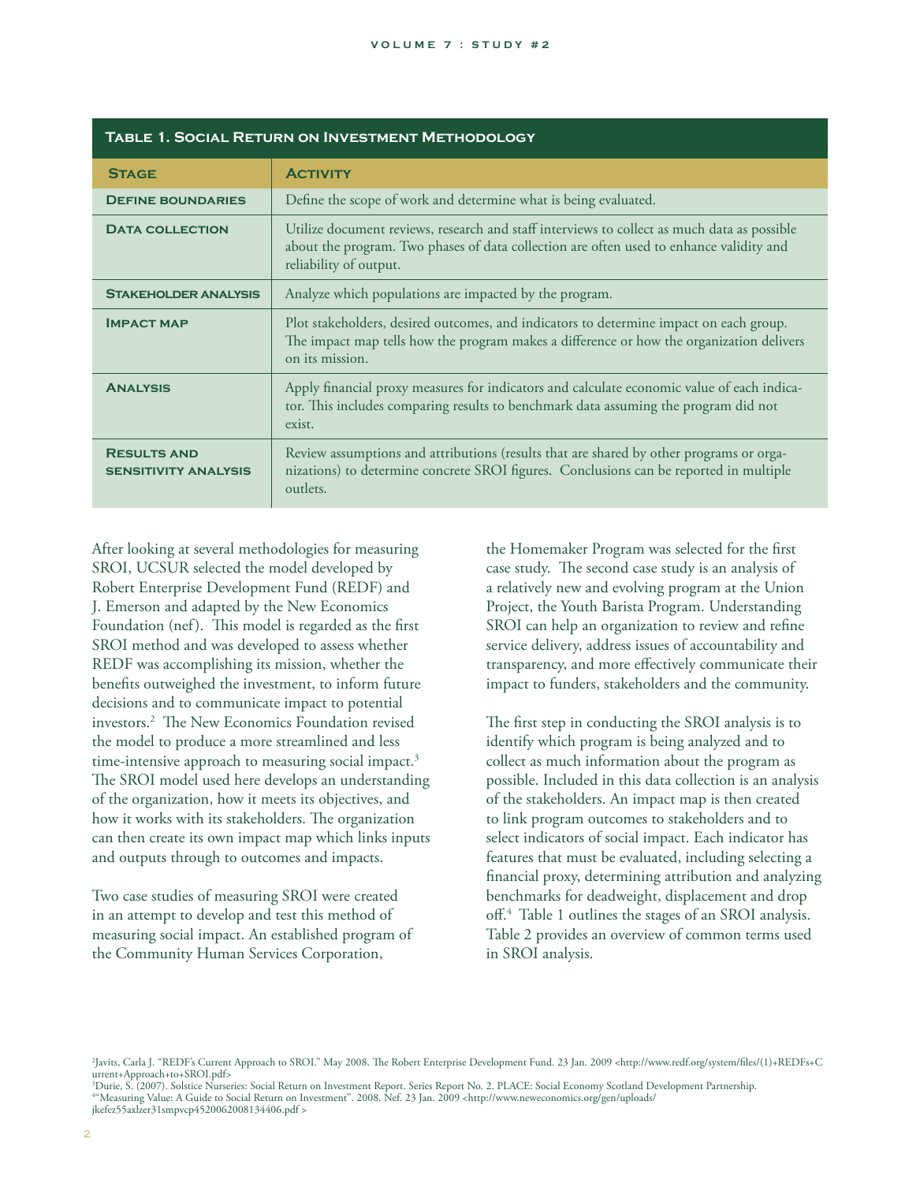**Table 1. Social Return on Investment Methodology**

| Stage | Activity |
|---|---|
| **Define boundaries** | Define the scope of work and determine what is being evaluated. |
| **Data collection** | Utilize document reviews, research and staff interviews to collect as much data as possible about the program. Two phases of data collection are often used to enhance validity and reliability of output. |
| **Stakeholder analysis** | Analyze which populations are impacted by the program. |
| **Impact map** | Plot stakeholders, desired outcomes, and indicators to determine impact on each group. The impact map tells how the program makes a difference or how the organization delivers on its mission. |
| **Analysis** | Apply financial proxy measures for indicators and calculate economic value of each indicator. This includes comparing results to benchmark data assuming the program did not exist. |
| **Results and sensitivity analysis** | Review assumptions and attributions (results that are shared by other programs or organizations) to determine concrete SROI figures. Conclusions can be reported in multiple outlets. |

After looking at several methodologies for measuring SROI, UCSUR selected the model developed by Robert Enterprise Development Fund (REDF) and J. Emerson and adapted by the New Economics Foundation (nef). This model is regarded as the first SROI method and was developed to assess whether REDF was accomplishing its mission, whether the benefits outweighed the investment, to inform future decisions and to communicate impact to potential investors.[2] The New Economics Foundation revised the model to produce a more streamlined and less time-intensive approach to measuring social impact.[3] The SROI model used here develops an understanding of the organization, how it meets its objectives, and how it works with its stakeholders. The organization can then create its own impact map which links inputs and outputs through to outcomes and impacts.

Two case studies of measuring SROI were created in an attempt to develop and test this method of measuring social impact. An established program of the Community Human Services Corporation, the Homemaker Program was selected for the first case study. The second case study is an analysis of a relatively new and evolving program at the Union Project, the Youth Barista Program. Understanding SROI can help an organization to review and refine service delivery, address issues of accountability and transparency, and more effectively communicate their impact to funders, stakeholders and the community.

The first step in conducting the SROI analysis is to identify which program is being analyzed and to collect as much information about the program as possible. Included in this data collection is an analysis of the stakeholders. An impact map is then created to link program outcomes to stakeholders and to select indicators of social impact. Each indicator has features that must be evaluated, including selecting a financial proxy, determining attribution and analyzing benchmarks for deadweight, displacement and drop off.[4] Table 1 outlines the stages of an SROI analysis. Table 2 provides an overview of common terms used in SROI analysis.

[2] Javits, Carla J. "REDF's Current Approach to SROI." May 2008. The Robert Enterprise Development Fund. 23 Jan. 2009 <http://www.redf.org/system/files/(1)+REDFs+Current+Approach+to+SROI.pdf>

[3] Durie, S. (2007). Solstice Nurseries: Social Return on Investment Report. Series Report No. 2. PLACE: Social Economy Scotland Development Partnership.

[4] "Measuring Value: A Guide to Social Return on Investment". 2008. Nef. 23 Jan. 2009 <http://www.neweconomics.org/gen/uploads/jkefez55axlzer31smpvcp4520062008134406.pdf >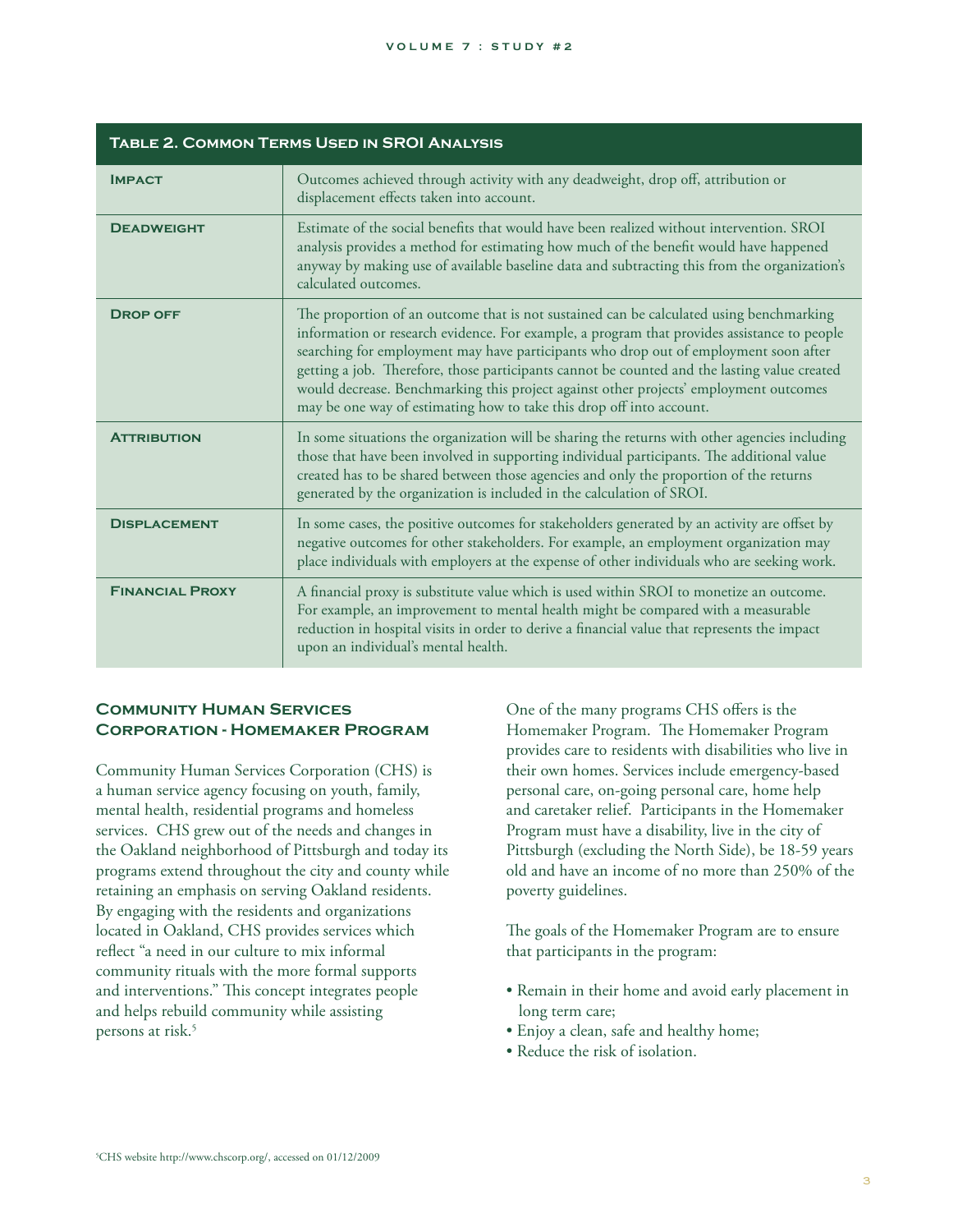| Table 2. Common Terms Used in SROI Analysis | |
|---|---|
| **Impact** | Outcomes achieved through activity with any deadweight, drop off, attribution or displacement effects taken into account. |
| **Deadweight** | Estimate of the social benefits that would have been realized without intervention. SROI analysis provides a method for estimating how much of the benefit would have happened anyway by making use of available baseline data and subtracting this from the organization's calculated outcomes. |
| **Drop off** | The proportion of an outcome that is not sustained can be calculated using benchmarking information or research evidence. For example, a program that provides assistance to people searching for employment may have participants who drop out of employment soon after getting a job. Therefore, those participants cannot be counted and the lasting value created would decrease. Benchmarking this project against other projects' employment outcomes may be one way of estimating how to take this drop off into account. |
| **Attribution** | In some situations the organization will be sharing the returns with other agencies including those that have been involved in supporting individual participants. The additional value created has to be shared between those agencies and only the proportion of the returns generated by the organization is included in the calculation of SROI. |
| **Displacement** | In some cases, the positive outcomes for stakeholders generated by an activity are offset by negative outcomes for other stakeholders. For example, an employment organization may place individuals with employers at the expense of other individuals who are seeking work. |
| **Financial Proxy** | A financial proxy is substitute value which is used within SROI to monetize an outcome. For example, an improvement to mental health might be compared with a measurable reduction in hospital visits in order to derive a financial value that represents the impact upon an individual's mental health. |

## Community Human Services Corporation - Homemaker Program

Community Human Services Corporation (CHS) is a human service agency focusing on youth, family, mental health, residential programs and homeless services. CHS grew out of the needs and changes in the Oakland neighborhood of Pittsburgh and today its programs extend throughout the city and county while retaining an emphasis on serving Oakland residents. By engaging with the residents and organizations located in Oakland, CHS provides services which reflect "a need in our culture to mix informal community rituals with the more formal supports and interventions." This concept integrates people and helps rebuild community while assisting persons at risk.[5]

One of the many programs CHS offers is the Homemaker Program. The Homemaker Program provides care to residents with disabilities who live in their own homes. Services include emergency-based personal care, on-going personal care, home help and caretaker relief. Participants in the Homemaker Program must have a disability, live in the city of Pittsburgh (excluding the North Side), be 18-59 years old and have an income of no more than 250% of the poverty guidelines.

The goals of the Homemaker Program are to ensure that participants in the program:

- Remain in their home and avoid early placement in long term care;
- Enjoy a clean, safe and healthy home;
- Reduce the risk of isolation.

[5] CHS website http://www.chscorp.org/, accessed on 01/12/2009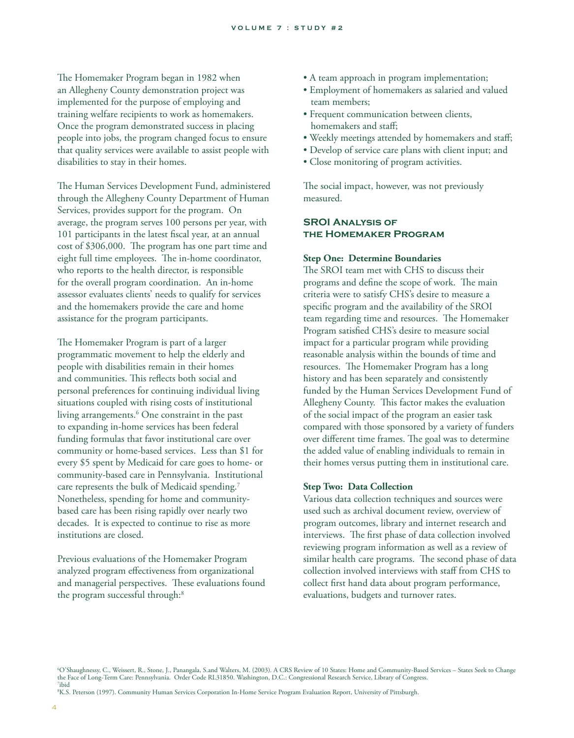The Homemaker Program began in 1982 when an Allegheny County demonstration project was implemented for the purpose of employing and training welfare recipients to work as homemakers. Once the program demonstrated success in placing people into jobs, the program changed focus to ensure that quality services were available to assist people with disabilities to stay in their homes.

The Human Services Development Fund, administered through the Allegheny County Department of Human Services, provides support for the program. On average, the program serves 100 persons per year, with 101 participants in the latest fiscal year, at an annual cost of $306,000. The program has one part time and eight full time employees. The in-home coordinator, who reports to the health director, is responsible for the overall program coordination. An in-home assessor evaluates clients' needs to qualify for services and the homemakers provide the care and home assistance for the program participants.

The Homemaker Program is part of a larger programmatic movement to help the elderly and people with disabilities remain in their homes and communities. This reflects both social and personal preferences for continuing individual living situations coupled with rising costs of institutional living arrangements.[6] One constraint in the past to expanding in-home services has been federal funding formulas that favor institutional care over community or home-based services. Less than $1 for every $5 spent by Medicaid for care goes to home- or community-based care in Pennsylvania. Institutional care represents the bulk of Medicaid spending.[7] Nonetheless, spending for home and community-based care has been rising rapidly over nearly two decades. It is expected to continue to rise as more institutions are closed.

Previous evaluations of the Homemaker Program analyzed program effectiveness from organizational and managerial perspectives. These evaluations found the program successful through:[8]

- A team approach in program implementation;
- Employment of homemakers as salaried and valued team members;
- Frequent communication between clients, homemakers and staff;
- Weekly meetings attended by homemakers and staff;
- Develop of service care plans with client input; and
- Close monitoring of program activities.

The social impact, however, was not previously measured.

## SROI Analysis of the Homemaker Program

**Step One: Determine Boundaries**

The SROI team met with CHS to discuss their programs and define the scope of work. The main criteria were to satisfy CHS's desire to measure a specific program and the availability of the SROI team regarding time and resources. The Homemaker Program satisfied CHS's desire to measure social impact for a particular program while providing reasonable analysis within the bounds of time and resources. The Homemaker Program has a long history and has been separately and consistently funded by the Human Services Development Fund of Allegheny County. This factor makes the evaluation of the social impact of the program an easier task compared with those sponsored by a variety of funders over different time frames. The goal was to determine the added value of enabling individuals to remain in their homes versus putting them in institutional care.

**Step Two: Data Collection**

Various data collection techniques and sources were used such as archival document review, overview of program outcomes, library and internet research and interviews. The first phase of data collection involved reviewing program information as well as a review of similar health care programs. The second phase of data collection involved interviews with staff from CHS to collect first hand data about program performance, evaluations, budgets and turnover rates.

[6] O'Shaughnessy, C., Weissert, R., Stone, J., Panangala, S.and Walters, M. (2003). A CRS Review of 10 States: Home and Community-Based Services – States Seek to Change the Face of Long-Term Care: Pennsylvania. Order Code RL31850. Washington, D.C.: Congressional Research Service, Library of Congress.
[7] ibid
[8] K.S. Peterson (1997). Community Human Services Corporation In-Home Service Program Evaluation Report, University of Pittsburgh.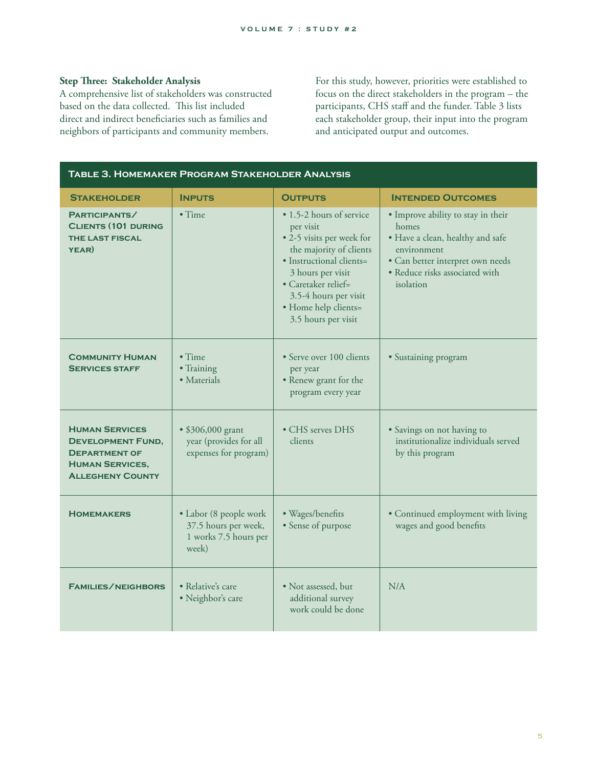### Step Three: Stakeholder Analysis

A comprehensive list of stakeholders was constructed based on the data collected. This list included direct and indirect beneficiaries such as families and neighbors of participants and community members.

For this study, however, priorities were established to focus on the direct stakeholders in the program – the participants, CHS staff and the funder. Table 3 lists each stakeholder group, their input into the program and anticipated output and outcomes.

**Table 3. Homemaker Program Stakeholder Analysis**

| Stakeholder | Inputs | Outputs | Intended Outcomes |
|---|---|---|---|
| **Participants/ Clients (101 during the last fiscal year)** | • Time | • 1.5-2 hours of service per visit<br>• 2-5 visits per week for the majority of clients<br>• Instructional clients= 3 hours per visit<br>• Caretaker relief= 3.5-4 hours per visit<br>• Home help clients= 3.5 hours per visit | • Improve ability to stay in their homes<br>• Have a clean, healthy and safe environment<br>• Can better interpret own needs<br>• Reduce risks associated with isolation |
| **Community Human Services staff** | • Time<br>• Training<br>• Materials | • Serve over 100 clients per year<br>• Renew grant for the program every year | • Sustaining program |
| **Human Services Development Fund, Department of Human Services, Allegheny County** | • $306,000 grant year (provides for all expenses for program) | • CHS serves DHS clients | • Savings on not having to institutionalize individuals served by this program |
| **Homemakers** | • Labor (8 people work 37.5 hours per week, 1 works 7.5 hours per week) | • Wages/benefits<br>• Sense of purpose | • Continued employment with living wages and good benefits |
| **Families/neighbors** | • Relative's care<br>• Neighbor's care | • Not assessed, but additional survey work could be done | N/A |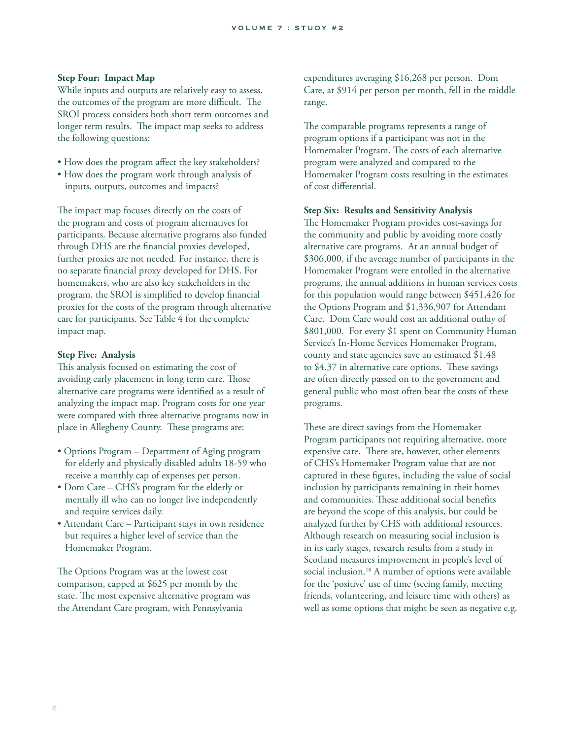**Step Four: Impact Map**

While inputs and outputs are relatively easy to assess, the outcomes of the program are more difficult. The SROI process considers both short term outcomes and longer term results. The impact map seeks to address the following questions:

- How does the program affect the key stakeholders?
- How does the program work through analysis of inputs, outputs, outcomes and impacts?

The impact map focuses directly on the costs of the program and costs of program alternatives for participants. Because alternative programs also funded through DHS are the financial proxies developed, further proxies are not needed. For instance, there is no separate financial proxy developed for DHS. For homemakers, who are also key stakeholders in the program, the SROI is simplified to develop financial proxies for the costs of the program through alternative care for participants. See Table 4 for the complete impact map.

**Step Five: Analysis**

This analysis focused on estimating the cost of avoiding early placement in long term care. Those alternative care programs were identified as a result of analyzing the impact map. Program costs for one year were compared with three alternative programs now in place in Allegheny County. These programs are:

- Options Program – Department of Aging program for elderly and physically disabled adults 18-59 who receive a monthly cap of expenses per person.
- Dom Care – CHS's program for the elderly or mentally ill who can no longer live independently and require services daily.
- Attendant Care – Participant stays in own residence but requires a higher level of service than the Homemaker Program.

The Options Program was at the lowest cost comparison, capped at $625 per month by the state. The most expensive alternative program was the Attendant Care program, with Pennsylvania expenditures averaging $16,268 per person. Dom Care, at $914 per person per month, fell in the middle range.

The comparable programs represents a range of program options if a participant was not in the Homemaker Program. The costs of each alternative program were analyzed and compared to the Homemaker Program costs resulting in the estimates of cost differential.

**Step Six: Results and Sensitivity Analysis**

The Homemaker Program provides cost-savings for the community and public by avoiding more costly alternative care programs. At an annual budget of $306,000, if the average number of participants in the Homemaker Program were enrolled in the alternative programs, the annual additions in human services costs for this population would range between $451,426 for the Options Program and $1,336,907 for Attendant Care. Dom Care would cost an additional outlay of $801,000. For every $1 spent on Community Human Service's In-Home Services Homemaker Program, county and state agencies save an estimated $1.48 to $4.37 in alternative care options. These savings are often directly passed on to the government and general public who most often bear the costs of these programs.

These are direct savings from the Homemaker Program participants not requiring alternative, more expensive care. There are, however, other elements of CHS's Homemaker Program value that are not captured in these figures, including the value of social inclusion by participants remaining in their homes and communities. These additional social benefits are beyond the scope of this analysis, but could be analyzed further by CHS with additional resources. Although research on measuring social inclusion is in its early stages, research results from a study in Scotland measures improvement in people's level of social inclusion.[10] A number of options were available for the 'positive' use of time (seeing family, meeting friends, volunteering, and leisure time with others) as well as some options that might be seen as negative e.g.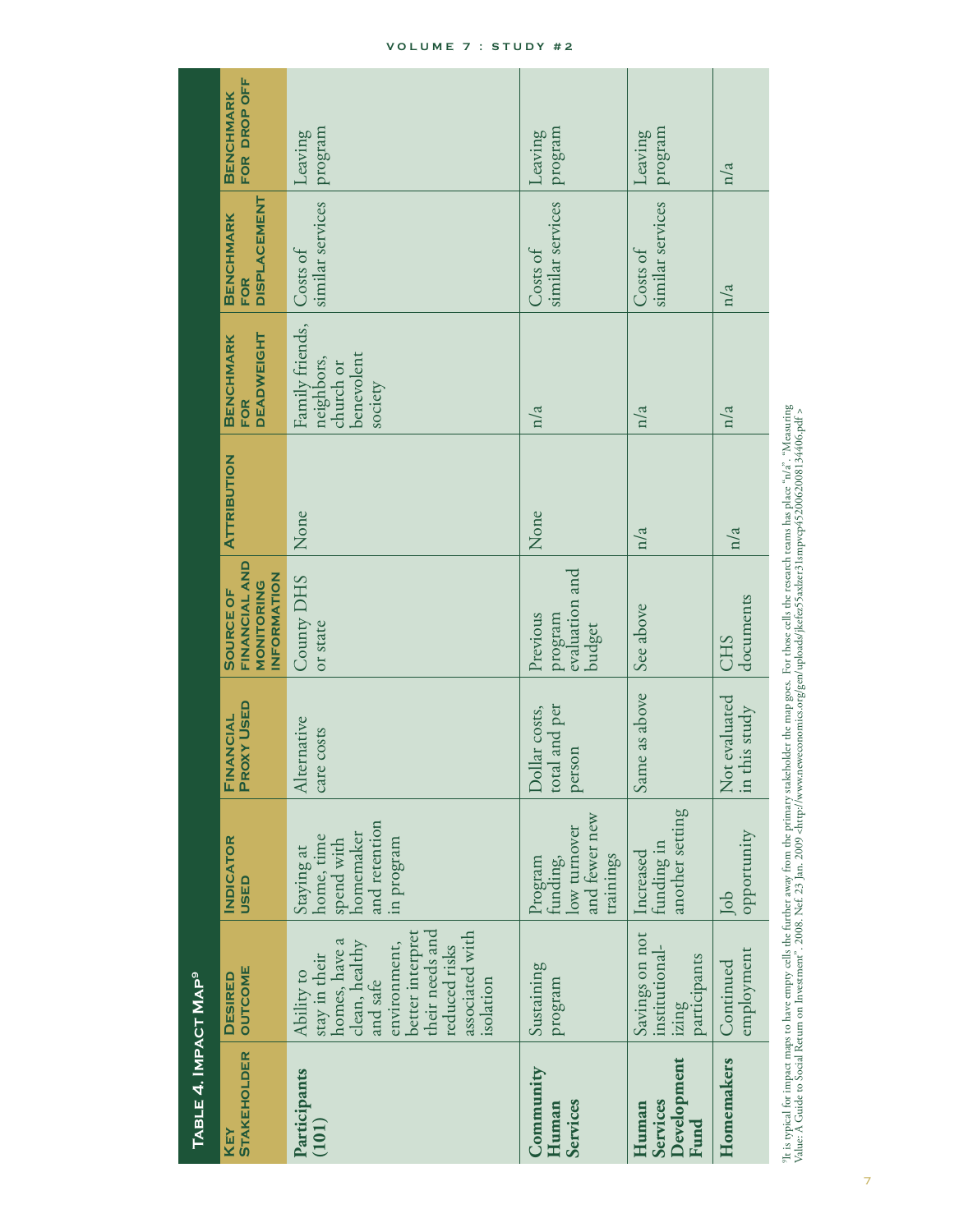## Table 4. Impact Map[9]

| Key Stakeholder | Desired Outcome | Indicator Used | Financial Proxy Used | Source of Financial and Monitoring Information | Attribution | Benchmark for Deadweight | Benchmark for Displacement | Benchmark for Drop Off |
|---|---|---|---|---|---|---|---|---|
| **Participants (101)** | Ability to stay in their homes, have a clean, healthy and safe environment, better interpret their needs and reduced risks associated with isolation | Staying at home, time spend with homemaker and retention in program | Alternative care costs | County DHS or state | None | Family friends, neighbors, church or benevolent society | Costs of similar services | Leaving program |
| **Community Human Services** | Sustaining program | Program funding, low turnover and fewer new trainings | Dollar costs, total and per person | Previous program evaluation and budget | None | n/a | Costs of similar services | Leaving program |
| **Human Services Development Fund** | Savings on not institutional-izing participants | Increased funding in another setting | Same as above | See above | n/a | n/a | Costs of similar services | Leaving program |
| **Homemakers** | Continued employment | Job opportunity | Not evaluated in this study | CHS documents | n/a | n/a | n/a | n/a |

[9] It is typical for impact maps to have empty cells the further away from the primary stakeholder the map goes. For those cells the research teams has place "n/a". "Measuring Value: A Guide to Social Return on Investment". 2008. Nef. 23 Jan. 2009 <http://www.neweconomics.org/gen/uploads/jkefez55axlzer31smpcp45200620081344406.pdf >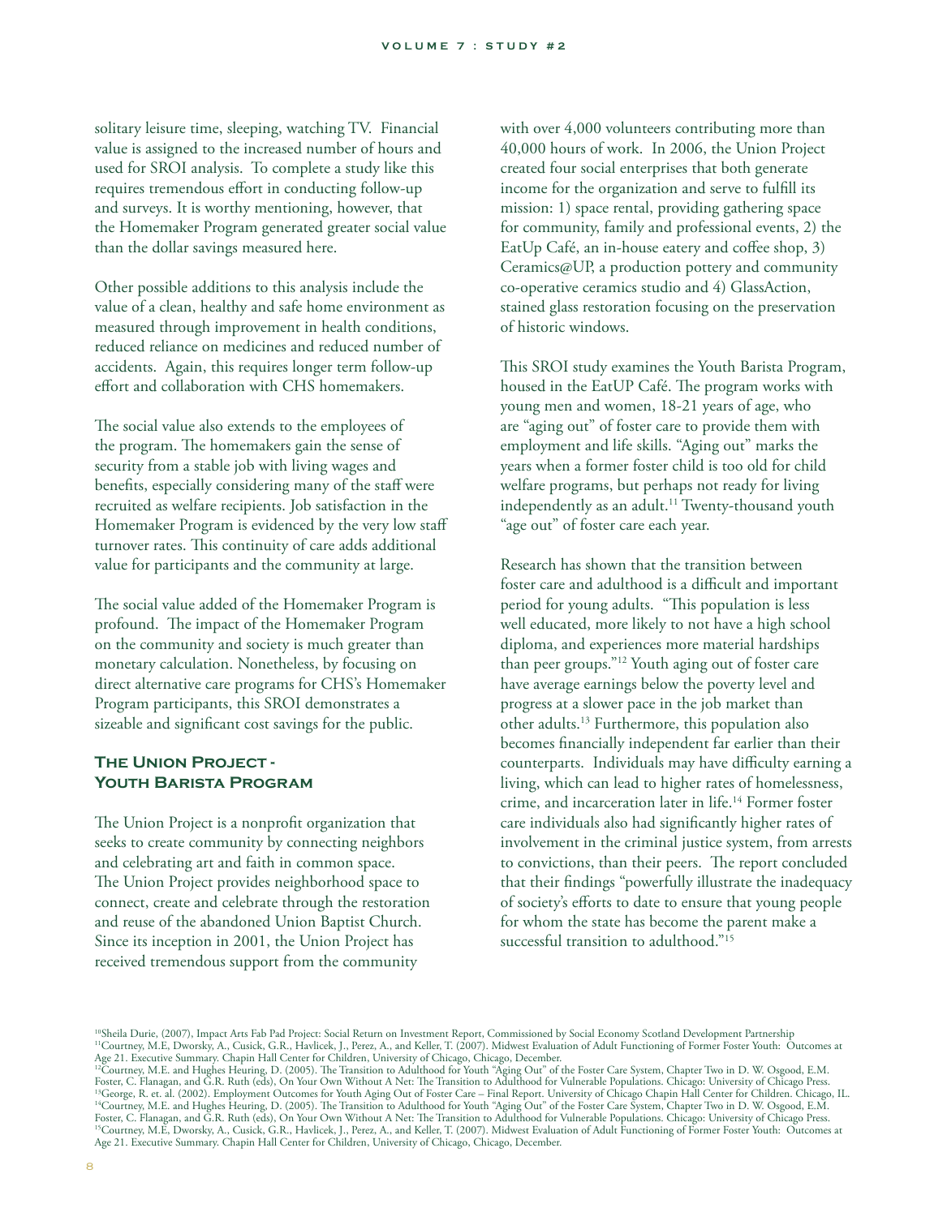solitary leisure time, sleeping, watching TV. Financial value is assigned to the increased number of hours and used for SROI analysis. To complete a study like this requires tremendous effort in conducting follow-up and surveys. It is worthy mentioning, however, that the Homemaker Program generated greater social value than the dollar savings measured here.

Other possible additions to this analysis include the value of a clean, healthy and safe home environment as measured through improvement in health conditions, reduced reliance on medicines and reduced number of accidents. Again, this requires longer term follow-up effort and collaboration with CHS homemakers.

The social value also extends to the employees of the program. The homemakers gain the sense of security from a stable job with living wages and benefits, especially considering many of the staff were recruited as welfare recipients. Job satisfaction in the Homemaker Program is evidenced by the very low staff turnover rates. This continuity of care adds additional value for participants and the community at large.

The social value added of the Homemaker Program is profound. The impact of the Homemaker Program on the community and society is much greater than monetary calculation. Nonetheless, by focusing on direct alternative care programs for CHS's Homemaker Program participants, this SROI demonstrates a sizeable and significant cost savings for the public.

## The Union Project - Youth Barista Program

The Union Project is a nonprofit organization that seeks to create community by connecting neighbors and celebrating art and faith in common space. The Union Project provides neighborhood space to connect, create and celebrate through the restoration and reuse of the abandoned Union Baptist Church. Since its inception in 2001, the Union Project has received tremendous support from the community with over 4,000 volunteers contributing more than 40,000 hours of work. In 2006, the Union Project created four social enterprises that both generate income for the organization and serve to fulfill its mission: 1) space rental, providing gathering space for community, family and professional events, 2) the EatUp Café, an in-house eatery and coffee shop, 3) Ceramics@UP, a production pottery and community co-operative ceramics studio and 4) GlassAction, stained glass restoration focusing on the preservation of historic windows.

This SROI study examines the Youth Barista Program, housed in the EatUP Café. The program works with young men and women, 18-21 years of age, who are "aging out" of foster care to provide them with employment and life skills. "Aging out" marks the years when a former foster child is too old for child welfare programs, but perhaps not ready for living independently as an adult.[11] Twenty-thousand youth "age out" of foster care each year.

Research has shown that the transition between foster care and adulthood is a difficult and important period for young adults. "This population is less well educated, more likely to not have a high school diploma, and experiences more material hardships than peer groups."[12] Youth aging out of foster care have average earnings below the poverty level and progress at a slower pace in the job market than other adults.[13] Furthermore, this population also becomes financially independent far earlier than their counterparts. Individuals may have difficulty earning a living, which can lead to higher rates of homelessness, crime, and incarceration later in life.[14] Former foster care individuals also had significantly higher rates of involvement in the criminal justice system, from arrests to convictions, than their peers. The report concluded that their findings "powerfully illustrate the inadequacy of society's efforts to date to ensure that young people for whom the state has become the parent make a successful transition to adulthood."[15]

---

[10] Sheila Durie, (2007), Impact Arts Fab Pad Project: Social Return on Investment Report, Commissioned by Social Economy Scotland Development Partnership

[11] Courtney, M.E, Dworsky, A., Cusick, G.R., Havlicek, J., Perez, A., and Keller, T. (2007). Midwest Evaluation of Adult Functioning of Former Foster Youth: Outcomes at Age 21. Executive Summary. Chapin Hall Center for Children, University of Chicago, Chicago, December.

[12] Courtney, M.E. and Hughes Heuring, D. (2005). The Transition to Adulthood for Youth "Aging Out" of the Foster Care System, Chapter Two in D. W. Osgood, E.M. Foster, C. Flanagan, and G.R. Ruth (eds), On Your Own Without A Net: The Transition to Adulthood for Vulnerable Populations. Chicago: University of Chicago Press.

[13] George, R. et. al. (2002). Employment Outcomes for Youth Aging Out of Foster Care – Final Report. University of Chicago Chapin Hall Center for Children. Chicago, IL.

[14] Courtney, M.E. and Hughes Heuring, D. (2005). The Transition to Adulthood for Youth "Aging Out" of the Foster Care System, Chapter Two in D. W. Osgood, E.M. Foster, C. Flanagan, and G.R. Ruth (eds), On Your Own Without A Net: The Transition to Adulthood for Vulnerable Populations. Chicago: University of Chicago Press.

[15] Courtney, M.E, Dworsky, A., Cusick, G.R., Havlicek, J., Perez, A., and Keller, T. (2007). Midwest Evaluation of Adult Functioning of Former Foster Youth: Outcomes at Age 21. Executive Summary. Chapin Hall Center for Children, University of Chicago, Chicago, December.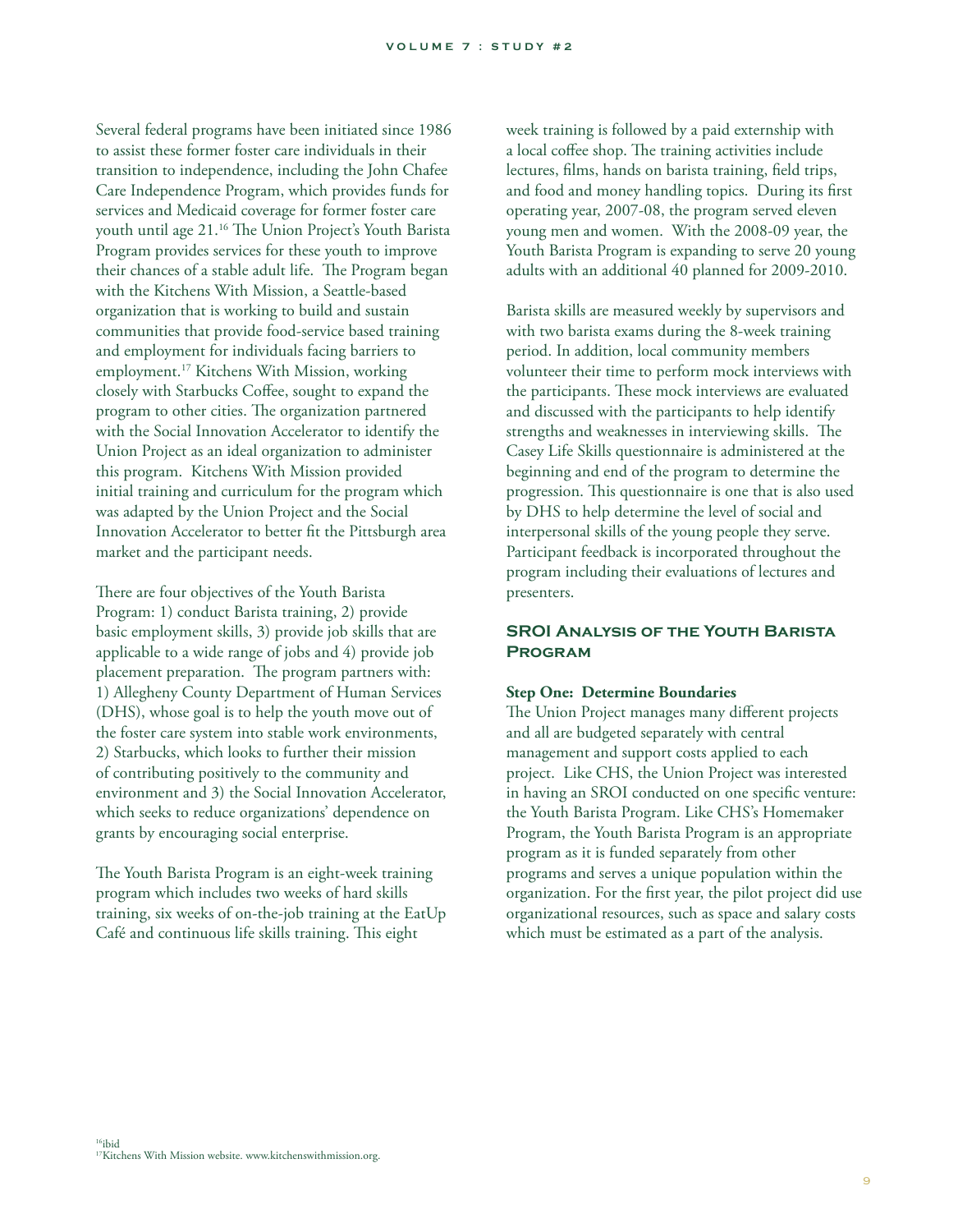Several federal programs have been initiated since 1986 to assist these former foster care individuals in their transition to independence, including the John Chafee Care Independence Program, which provides funds for services and Medicaid coverage for former foster care youth until age 21.[16] The Union Project's Youth Barista Program provides services for these youth to improve their chances of a stable adult life. The Program began with the Kitchens With Mission, a Seattle-based organization that is working to build and sustain communities that provide food-service based training and employment for individuals facing barriers to employment.[17] Kitchens With Mission, working closely with Starbucks Coffee, sought to expand the program to other cities. The organization partnered with the Social Innovation Accelerator to identify the Union Project as an ideal organization to administer this program. Kitchens With Mission provided initial training and curriculum for the program which was adapted by the Union Project and the Social Innovation Accelerator to better fit the Pittsburgh area market and the participant needs.

There are four objectives of the Youth Barista Program: 1) conduct Barista training, 2) provide basic employment skills, 3) provide job skills that are applicable to a wide range of jobs and 4) provide job placement preparation. The program partners with: 1) Allegheny County Department of Human Services (DHS), whose goal is to help the youth move out of the foster care system into stable work environments, 2) Starbucks, which looks to further their mission of contributing positively to the community and environment and 3) the Social Innovation Accelerator, which seeks to reduce organizations' dependence on grants by encouraging social enterprise.

The Youth Barista Program is an eight-week training program which includes two weeks of hard skills training, six weeks of on-the-job training at the EatUp Café and continuous life skills training. This eight week training is followed by a paid externship with a local coffee shop. The training activities include lectures, films, hands on barista training, field trips, and food and money handling topics. During its first operating year, 2007-08, the program served eleven young men and women. With the 2008-09 year, the Youth Barista Program is expanding to serve 20 young adults with an additional 40 planned for 2009-2010.

Barista skills are measured weekly by supervisors and with two barista exams during the 8-week training period. In addition, local community members volunteer their time to perform mock interviews with the participants. These mock interviews are evaluated and discussed with the participants to help identify strengths and weaknesses in interviewing skills. The Casey Life Skills questionnaire is administered at the beginning and end of the program to determine the progression. This questionnaire is one that is also used by DHS to help determine the level of social and interpersonal skills of the young people they serve. Participant feedback is incorporated throughout the program including their evaluations of lectures and presenters.

## SROI Analysis of the Youth Barista Program

**Step One: Determine Boundaries**

The Union Project manages many different projects and all are budgeted separately with central management and support costs applied to each project. Like CHS, the Union Project was interested in having an SROI conducted on one specific venture: the Youth Barista Program. Like CHS's Homemaker Program, the Youth Barista Program is an appropriate program as it is funded separately from other programs and serves a unique population within the organization. For the first year, the pilot project did use organizational resources, such as space and salary costs which must be estimated as a part of the analysis.

[16]ibid

[17]Kitchens With Mission website. www.kitchenswithmission.org.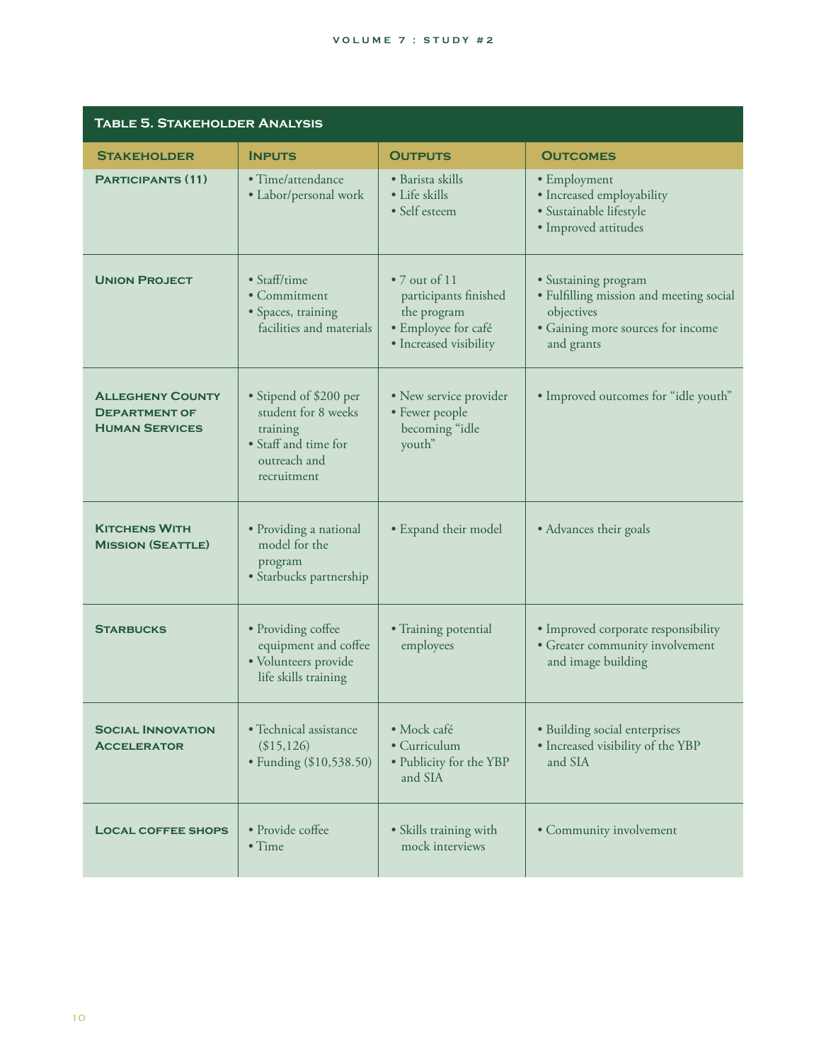**Table 5. Stakeholder Analysis**

| Stakeholder | Inputs | Outputs | Outcomes |
|---|---|---|---|
| **Participants (11)** | • Time/attendance<br>• Labor/personal work | • Barista skills<br>• Life skills<br>• Self esteem | • Employment<br>• Increased employability<br>• Sustainable lifestyle<br>• Improved attitudes |
| **Union Project** | • Staff/time<br>• Commitment<br>• Spaces, training facilities and materials | • 7 out of 11 participants finished the program<br>• Employee for café<br>• Increased visibility | • Sustaining program<br>• Fulfilling mission and meeting social objectives<br>• Gaining more sources for income and grants |
| **Allegheny County Department of Human Services** | • Stipend of $200 per student for 8 weeks training<br>• Staff and time for outreach and recruitment | • New service provider<br>• Fewer people becoming "idle youth" | • Improved outcomes for "idle youth" |
| **Kitchens With Mission (Seattle)** | • Providing a national model for the program<br>• Starbucks partnership | • Expand their model | • Advances their goals |
| **Starbucks** | • Providing coffee equipment and coffee<br>• Volunteers provide life skills training | • Training potential employees | • Improved corporate responsibility<br>• Greater community involvement and image building |
| **Social Innovation Accelerator** | • Technical assistance ($15,126)<br>• Funding ($10,538.50) | • Mock café<br>• Curriculum<br>• Publicity for the YBP and SIA | • Building social enterprises<br>• Increased visibility of the YBP and SIA |
| **Local coffee shops** | • Provide coffee<br>• Time | • Skills training with mock interviews | • Community involvement |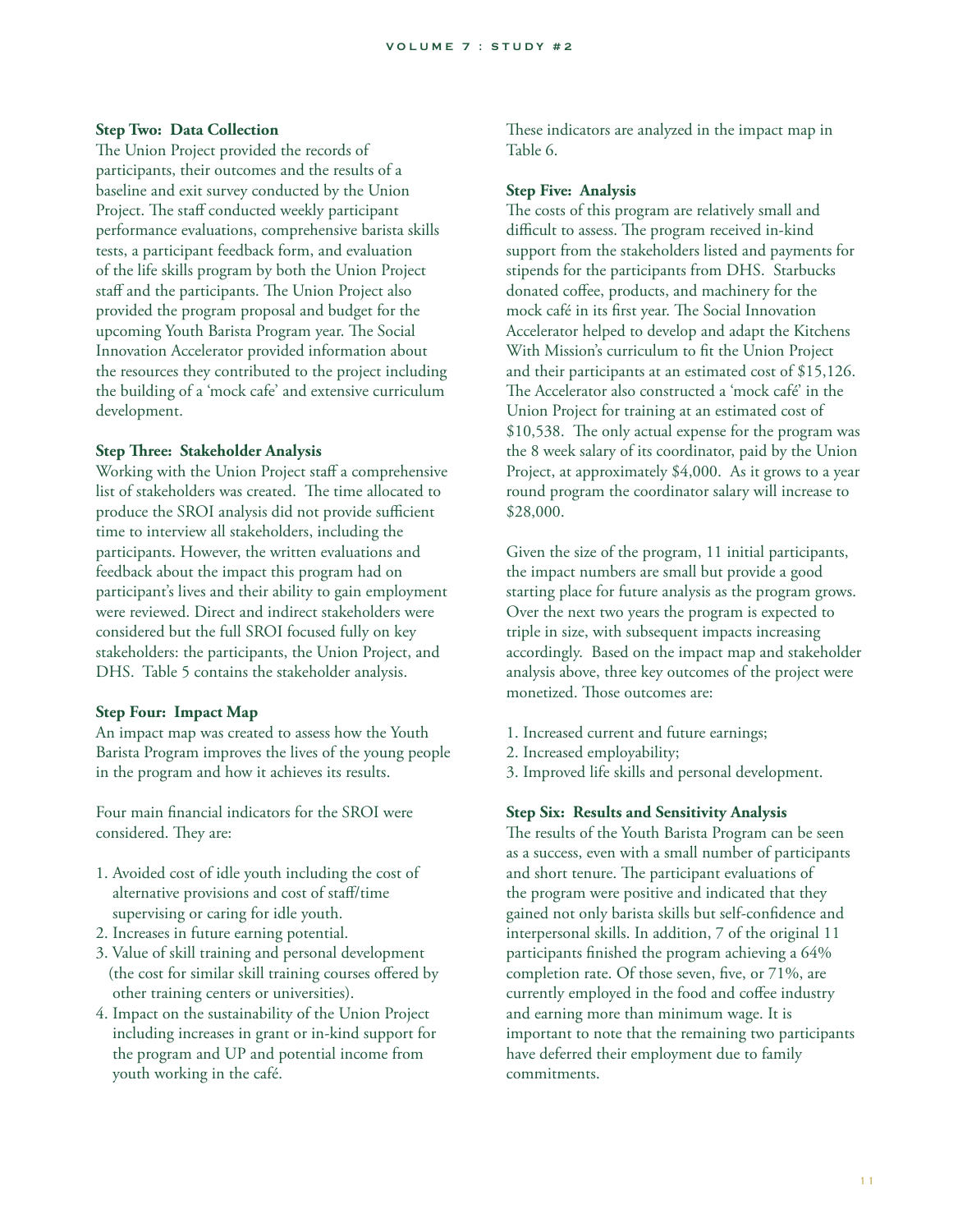**Step Two: Data Collection**

The Union Project provided the records of participants, their outcomes and the results of a baseline and exit survey conducted by the Union Project. The staff conducted weekly participant performance evaluations, comprehensive barista skills tests, a participant feedback form, and evaluation of the life skills program by both the Union Project staff and the participants. The Union Project also provided the program proposal and budget for the upcoming Youth Barista Program year. The Social Innovation Accelerator provided information about the resources they contributed to the project including the building of a 'mock cafe' and extensive curriculum development.

**Step Three: Stakeholder Analysis**

Working with the Union Project staff a comprehensive list of stakeholders was created. The time allocated to produce the SROI analysis did not provide sufficient time to interview all stakeholders, including the participants. However, the written evaluations and feedback about the impact this program had on participant's lives and their ability to gain employment were reviewed. Direct and indirect stakeholders were considered but the full SROI focused fully on key stakeholders: the participants, the Union Project, and DHS. Table 5 contains the stakeholder analysis.

**Step Four: Impact Map**

An impact map was created to assess how the Youth Barista Program improves the lives of the young people in the program and how it achieves its results.

Four main financial indicators for the SROI were considered. They are:

1. Avoided cost of idle youth including the cost of alternative provisions and cost of staff/time supervising or caring for idle youth.
2. Increases in future earning potential.
3. Value of skill training and personal development (the cost for similar skill training courses offered by other training centers or universities).
4. Impact on the sustainability of the Union Project including increases in grant or in-kind support for the program and UP and potential income from youth working in the café.

These indicators are analyzed in the impact map in Table 6.

**Step Five: Analysis**

The costs of this program are relatively small and difficult to assess. The program received in-kind support from the stakeholders listed and payments for stipends for the participants from DHS. Starbucks donated coffee, products, and machinery for the mock café in its first year. The Social Innovation Accelerator helped to develop and adapt the Kitchens With Mission's curriculum to fit the Union Project and their participants at an estimated cost of $15,126. The Accelerator also constructed a 'mock café' in the Union Project for training at an estimated cost of $10,538. The only actual expense for the program was the 8 week salary of its coordinator, paid by the Union Project, at approximately $4,000. As it grows to a year round program the coordinator salary will increase to $28,000.

Given the size of the program, 11 initial participants, the impact numbers are small but provide a good starting place for future analysis as the program grows. Over the next two years the program is expected to triple in size, with subsequent impacts increasing accordingly. Based on the impact map and stakeholder analysis above, three key outcomes of the project were monetized. Those outcomes are:

1. Increased current and future earnings;
2. Increased employability;
3. Improved life skills and personal development.

**Step Six: Results and Sensitivity Analysis**

The results of the Youth Barista Program can be seen as a success, even with a small number of participants and short tenure. The participant evaluations of the program were positive and indicated that they gained not only barista skills but self-confidence and interpersonal skills. In addition, 7 of the original 11 participants finished the program achieving a 64% completion rate. Of those seven, five, or 71%, are currently employed in the food and coffee industry and earning more than minimum wage. It is important to note that the remaining two participants have deferred their employment due to family commitments.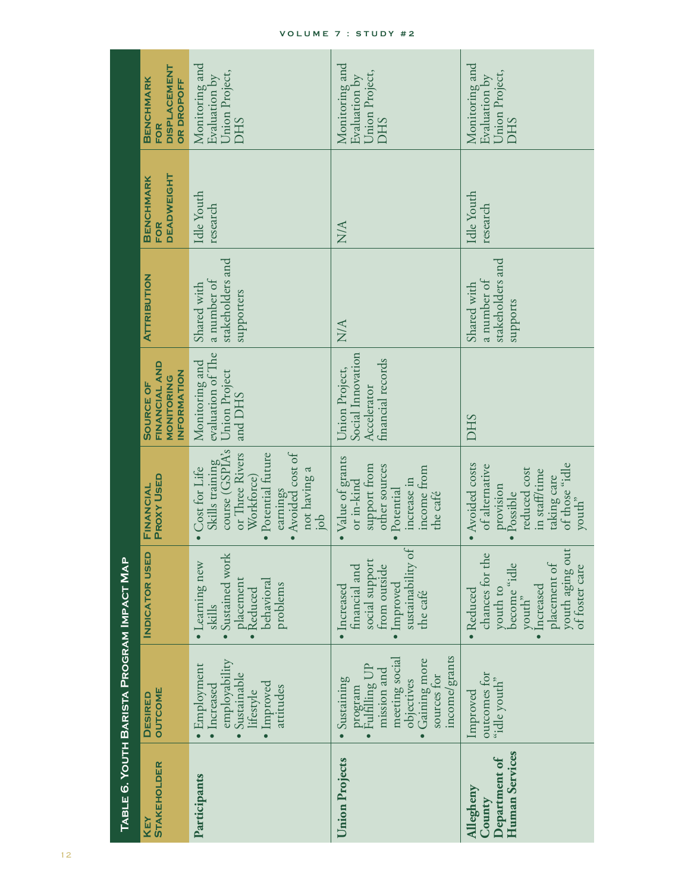**Table 6. Youth Barista Program Impact Map**

| Key Stakeholder | Desired Outcome | Indicator Used | Financial Proxy Used | Source of Financial and Monitoring Information | Attribution | Benchmark for Deadweight | Benchmark for Displacement or Dropoff |
|---|---|---|---|---|---|---|---|
| **Participants** | • Employment<br>• Increased employability<br>• Sustainable lifestyle<br>• Improved attitudes | • Learning new skills<br>• Sustained work placement<br>• Reduced behavioral problems | • Cost for Life Skills training course (GSPIA's or Three Rivers Workforce)<br>• Potential future earnings<br>• Avoided cost of not having a job | Monitoring and evaluation of The Union Project and DHS | Shared with a number of stakeholders and supporters | Idle Youth research | Monitoring and Evaluation by Union Project, DHS |
| **Union Projects** | • Sustaining program<br>• Fulfilling UP mission and meeting social objectives<br>• Gaining more sources for income/grants | • Increased financial and social support from outside<br>• Improved sustainability of the café | • Value of grants or in-kind support from other sources<br>• Potential increase in income from the café | Union Project, Social Innovation Accelerator financial records | N/A | N/A | Monitoring and Evaluation by Union Project, DHS |
| **Allegheny County Department of Human Services** | Improved outcomes for "idle youth" | • Reduced chances for the youth to become "idle youth"<br>• Increased placement of youth aging out of foster care | • Avoided costs of alternative provision<br>• Possible reduced cost in staff/time taking care of those "idle youth" | DHS | Shared with a number of stakeholders and supports | Idle Youth research | Monitoring and Evaluation by Union Project, DHS |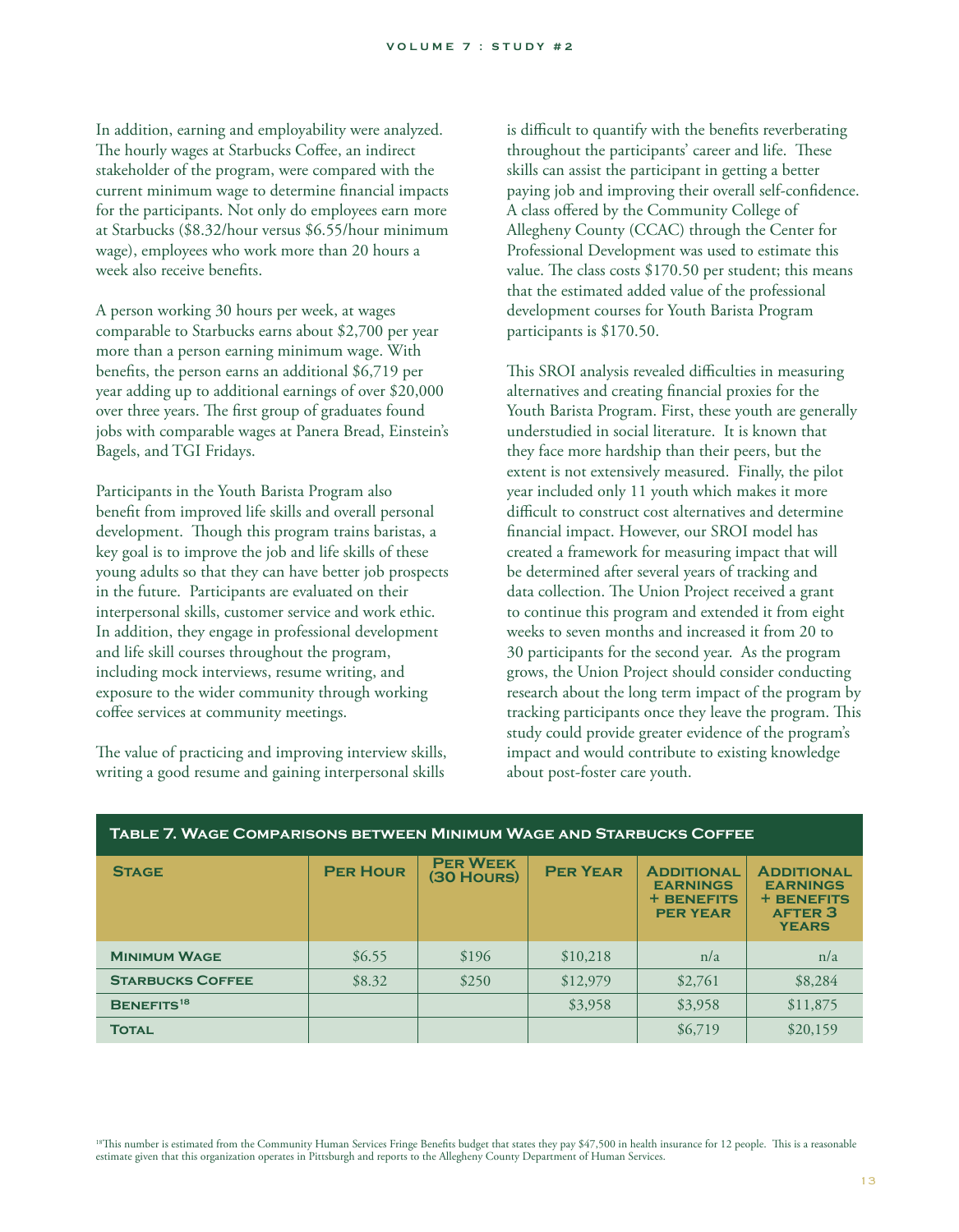In addition, earning and employability were analyzed. The hourly wages at Starbucks Coffee, an indirect stakeholder of the program, were compared with the current minimum wage to determine financial impacts for the participants. Not only do employees earn more at Starbucks ($8.32/hour versus $6.55/hour minimum wage), employees who work more than 20 hours a week also receive benefits.

A person working 30 hours per week, at wages comparable to Starbucks earns about $2,700 per year more than a person earning minimum wage. With benefits, the person earns an additional $6,719 per year adding up to additional earnings of over $20,000 over three years. The first group of graduates found jobs with comparable wages at Panera Bread, Einstein's Bagels, and TGI Fridays.

Participants in the Youth Barista Program also benefit from improved life skills and overall personal development. Though this program trains baristas, a key goal is to improve the job and life skills of these young adults so that they can have better job prospects in the future. Participants are evaluated on their interpersonal skills, customer service and work ethic. In addition, they engage in professional development and life skill courses throughout the program, including mock interviews, resume writing, and exposure to the wider community through working coffee services at community meetings.

The value of practicing and improving interview skills, writing a good resume and gaining interpersonal skills is difficult to quantify with the benefits reverberating throughout the participants' career and life. These skills can assist the participant in getting a better paying job and improving their overall self-confidence. A class offered by the Community College of Allegheny County (CCAC) through the Center for Professional Development was used to estimate this value. The class costs $170.50 per student; this means that the estimated added value of the professional development courses for Youth Barista Program participants is $170.50.

This SROI analysis revealed difficulties in measuring alternatives and creating financial proxies for the Youth Barista Program. First, these youth are generally understudied in social literature. It is known that they face more hardship than their peers, but the extent is not extensively measured. Finally, the pilot year included only 11 youth which makes it more difficult to construct cost alternatives and determine financial impact. However, our SROI model has created a framework for measuring impact that will be determined after several years of tracking and data collection. The Union Project received a grant to continue this program and extended it from eight weeks to seven months and increased it from 20 to 30 participants for the second year. As the program grows, the Union Project should consider conducting research about the long term impact of the program by tracking participants once they leave the program. This study could provide greater evidence of the program's impact and would contribute to existing knowledge about post-foster care youth.

**Table 7. Wage Comparisons between Minimum Wage and Starbucks Coffee**

| Stage | Per Hour | Per Week (30 Hours) | Per Year | Additional Earnings + Benefits Per Year | Additional Earnings + Benefits After 3 Years |
|---|---|---|---|---|---|
| Minimum Wage | $6.55 | $196 | $10,218 | n/a | n/a |
| Starbucks Coffee | $8.32 | $250 | $12,979 | $2,761 | $8,284 |
| Benefits[18] | | | $3,958 | $3,958 | $11,875 |
| Total | | | | $6,719 | $20,159 |

[18]This number is estimated from the Community Human Services Fringe Benefits budget that states they pay $47,500 in health insurance for 12 people. This is a reasonable estimate given that this organization operates in Pittsburgh and reports to the Allegheny County Department of Human Services.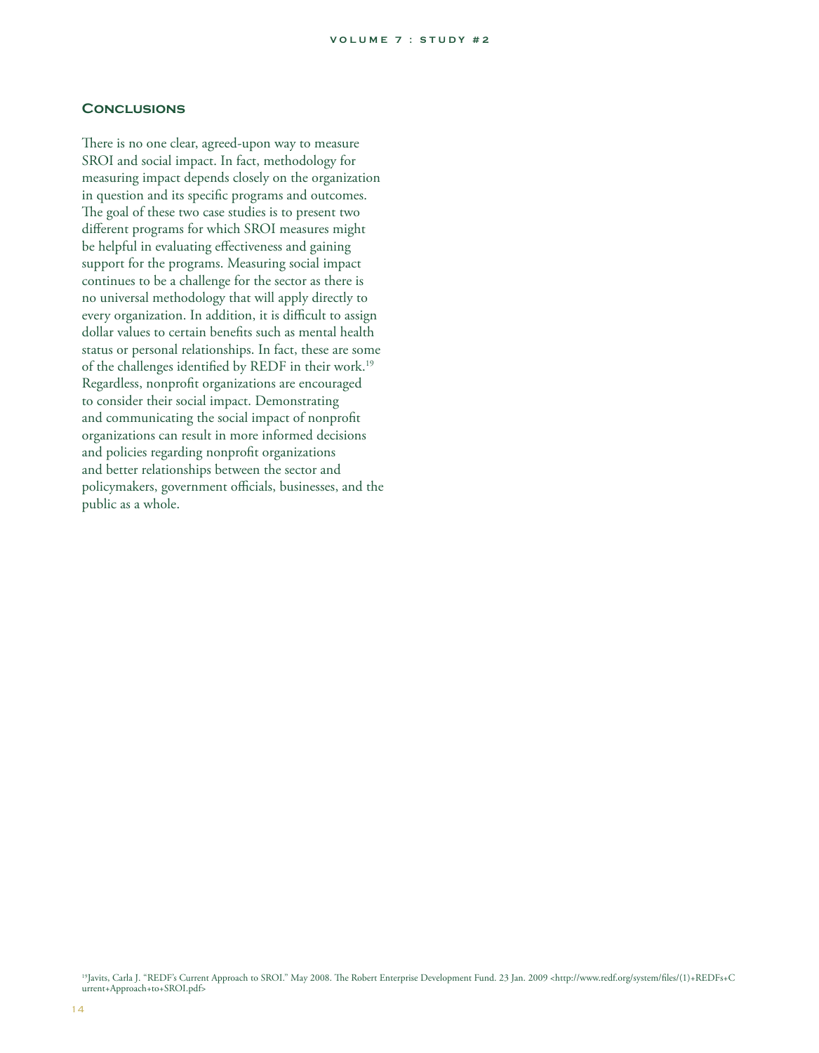## Conclusions

There is no one clear, agreed-upon way to measure SROI and social impact. In fact, methodology for measuring impact depends closely on the organization in question and its specific programs and outcomes. The goal of these two case studies is to present two different programs for which SROI measures might be helpful in evaluating effectiveness and gaining support for the programs. Measuring social impact continues to be a challenge for the sector as there is no universal methodology that will apply directly to every organization. In addition, it is difficult to assign dollar values to certain benefits such as mental health status or personal relationships. In fact, these are some of the challenges identified by REDF in their work.[19] Regardless, nonprofit organizations are encouraged to consider their social impact. Demonstrating and communicating the social impact of nonprofit organizations can result in more informed decisions and policies regarding nonprofit organizations and better relationships between the sector and policymakers, government officials, businesses, and the public as a whole.

[19]Javits, Carla J. "REDF's Current Approach to SROI." May 2008. The Robert Enterprise Development Fund. 23 Jan. 2009 <http://www.redf.org/system/files/(1)+REDFs+Current+Approach+to+SROI.pdf>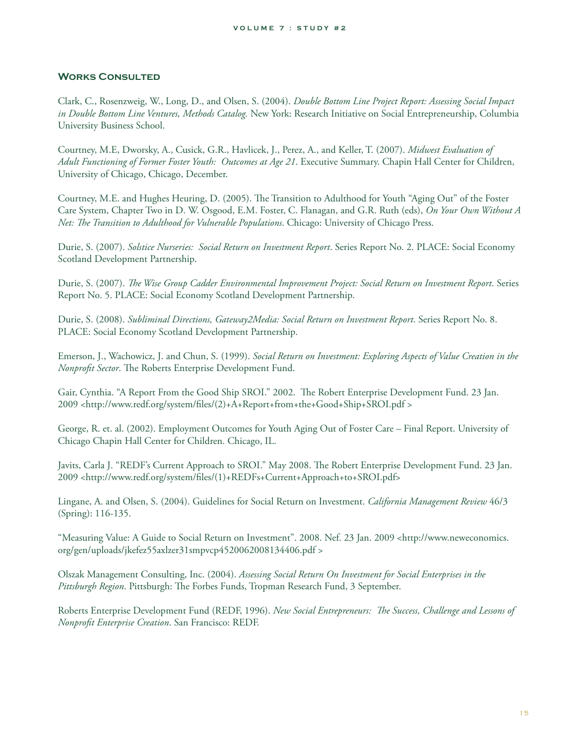## Works Consulted

Clark, C., Rosenzweig, W., Long, D., and Olsen, S. (2004). *Double Bottom Line Project Report: Assessing Social Impact in Double Bottom Line Ventures, Methods Catalog.* New York: Research Initiative on Social Entrepreneurship, Columbia University Business School.

Courtney, M.E, Dworsky, A., Cusick, G.R., Havlicek, J., Perez, A., and Keller, T. (2007). *Midwest Evaluation of Adult Functioning of Former Foster Youth: Outcomes at Age 21*. Executive Summary. Chapin Hall Center for Children, University of Chicago, Chicago, December.

Courtney, M.E. and Hughes Heuring, D. (2005). The Transition to Adulthood for Youth "Aging Out" of the Foster Care System, Chapter Two in D. W. Osgood, E.M. Foster, C. Flanagan, and G.R. Ruth (eds), *On Your Own Without A Net: The Transition to Adulthood for Vulnerable Populations*. Chicago: University of Chicago Press.

Durie, S. (2007). *Solstice Nurseries: Social Return on Investment Report*. Series Report No. 2. PLACE: Social Economy Scotland Development Partnership.

Durie, S. (2007). *The Wise Group Cadder Environmental Improvement Project: Social Return on Investment Report*. Series Report No. 5. PLACE: Social Economy Scotland Development Partnership.

Durie, S. (2008). *Subliminal Directions, Gateway2Media: Social Return on Investment Report*. Series Report No. 8. PLACE: Social Economy Scotland Development Partnership.

Emerson, J., Wachowicz, J. and Chun, S. (1999). *Social Return on Investment: Exploring Aspects of Value Creation in the Nonprofit Sector*. The Roberts Enterprise Development Fund.

Gair, Cynthia. "A Report From the Good Ship SROI." 2002. The Robert Enterprise Development Fund. 23 Jan. 2009 <http://www.redf.org/system/files/(2)+A+Report+from+the+Good+Ship+SROI.pdf >

George, R. et. al. (2002). Employment Outcomes for Youth Aging Out of Foster Care – Final Report. University of Chicago Chapin Hall Center for Children. Chicago, IL.

Javits, Carla J. "REDF's Current Approach to SROI." May 2008. The Robert Enterprise Development Fund. 23 Jan. 2009 <http://www.redf.org/system/files/(1)+REDFs+Current+Approach+to+SROI.pdf>

Lingane, A. and Olsen, S. (2004). Guidelines for Social Return on Investment. *California Management Review* 46/3 (Spring): 116-135.

"Measuring Value: A Guide to Social Return on Investment". 2008. Nef. 23 Jan. 2009 <http://www.neweconomics.org/gen/uploads/jkefez55axlzer31smpvcp4520062008134406.pdf >

Olszak Management Consulting, Inc. (2004). *Assessing Social Return On Investment for Social Enterprises in the Pittsburgh Region*. Pittsburgh: The Forbes Funds, Tropman Research Fund, 3 September.

Roberts Enterprise Development Fund (REDF, 1996). *New Social Entrepreneurs: The Success, Challenge and Lessons of Nonprofit Enterprise Creation*. San Francisco: REDF.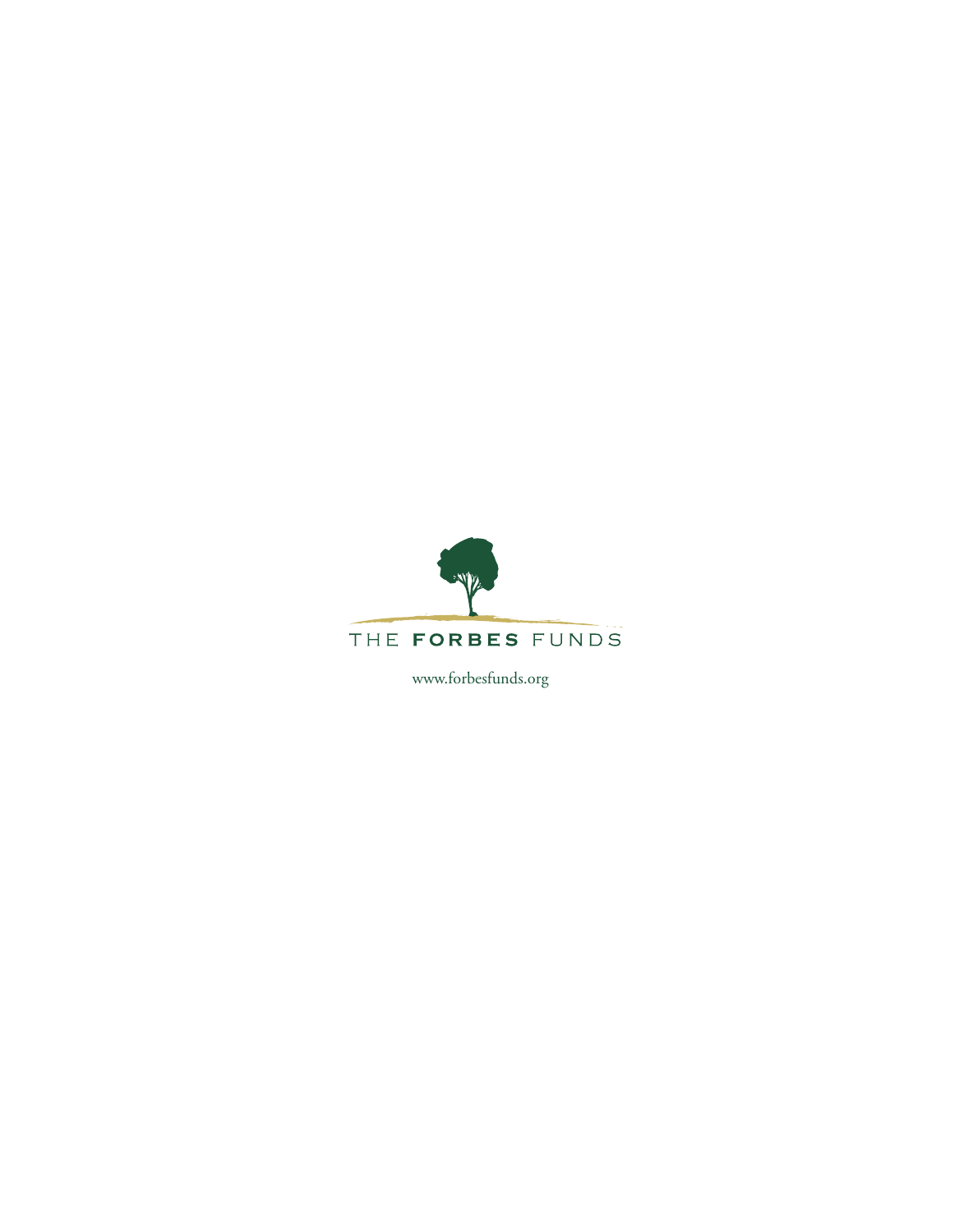THE **FORBES** FUNDS

www.forbesfunds.org